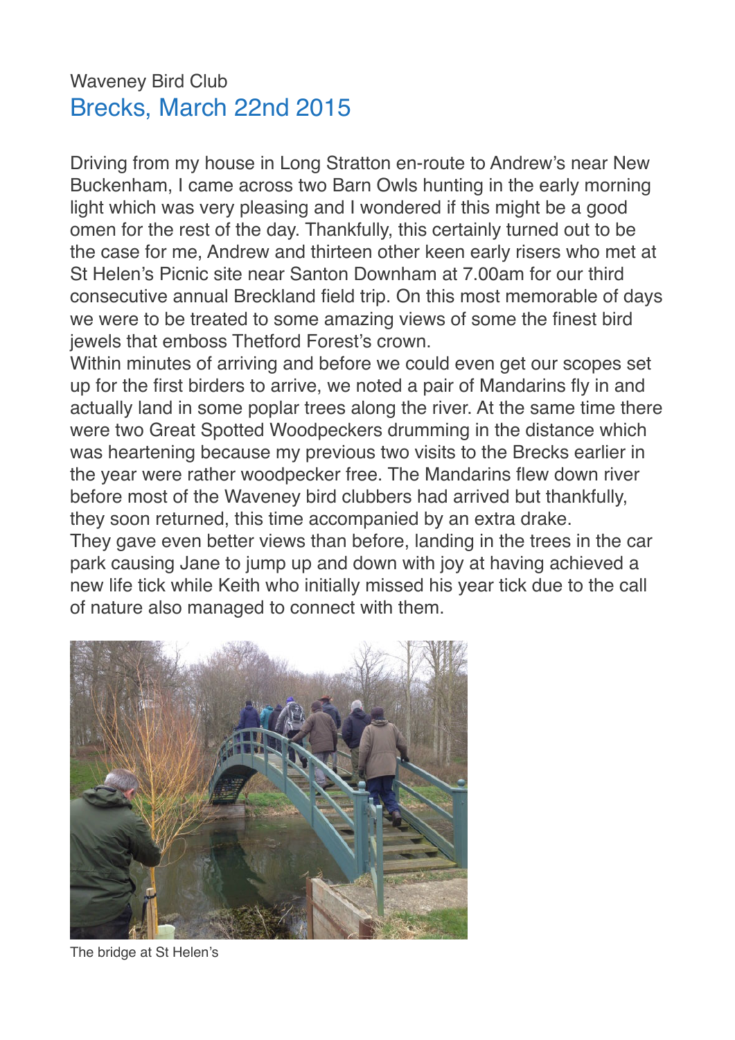Waveney Bird Club

## Brecks, March 22nd 2015

Driving from my house in Long Stratton en-route to Andrew's near New Buckenham, I came across two Barn Owls hunting in the early morning light which was very pleasing and I wondered if this might be a good omen for the rest of the day. Thankfully, this certainly turned out to be the case for me, Andrew and thirteen other keen early risers who met at St Helen's Picnic site near Santon Downham at 7.00am for our third consecutive annual Breckland field trip. On this most memorable of days we were to be treated to some amazing views of some the finest bird jewels that emboss Thetford Forest's crown.

Within minutes of arriving and before we could even get our scopes set up for the first birders to arrive, we noted a pair of Mandarins fly in and actually land in some poplar trees along the river. At the same time there were two Great Spotted Woodpeckers drumming in the distance which was heartening because my previous two visits to the Brecks earlier in the year were rather woodpecker free. The Mandarins flew down river before most of the Waveney bird clubbers had arrived but thankfully, they soon returned, this time accompanied by an extra drake.

They gave even better views than before, landing in the trees in the car park causing Jane to jump up and down with joy at having achieved a new life tick while Keith who initially missed his year tick due to the call of nature also managed to connect with them.

The bridge at St Helen's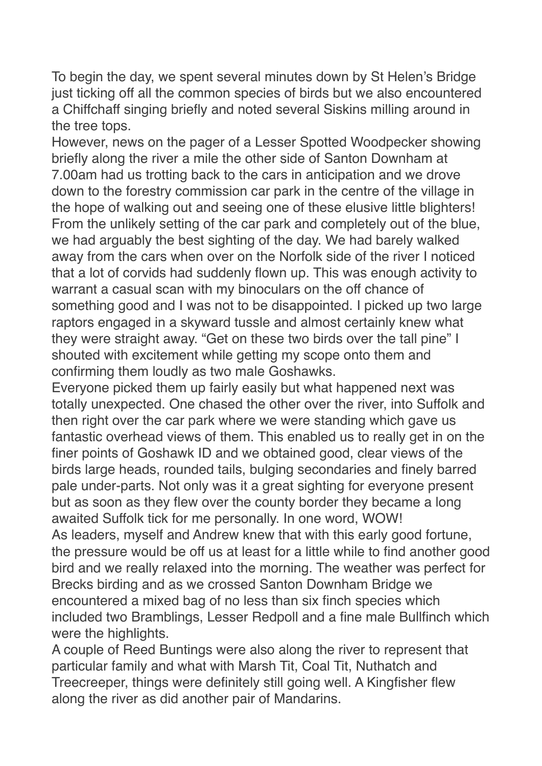To begin the day, we spent several minutes down by St Helen's Bridge just ticking off all the common species of birds but we also encountered a Chiffchaff singing briefly and noted several Siskins milling around in the tree tops.

However, news on the pager of a Lesser Spotted Woodpecker showing briefly along the river a mile the other side of Santon Downham at 7.00am had us trotting back to the cars in anticipation and we drove down to the forestry commission car park in the centre of the village in the hope of walking out and seeing one of these elusive little blighters!

From the unlikely setting of the car park and completely out of the blue, we had arguably the best sighting of the day. We had barely walked away from the cars when over on the Norfolk side of the river I noticed that a lot of corvids had suddenly flown up. This was enough activity to warrant a casual scan with my binoculars on the off chance of something good and I was not to be disappointed. I picked up two large raptors engaged in a skyward tussle and almost certainly knew what they were straight away. "Get on these two birds over the tall pine" I shouted with excitement while getting my scope onto them and confirming them loudly as two male Goshawks.

Everyone picked them up fairly easily but what happened next was totally unexpected. One chased the other over the river, into Suffolk and then right over the car park where we were standing which gave us fantastic overhead views of them. This enabled us to really get in on the finer points of Goshawk ID and we obtained good, clear views of the birds large heads, rounded tails, bulging secondaries and finely barred pale under-parts. Not only was it a great sighting for everyone present but as soon as they flew over the county border they became a long awaited Suffolk tick for me personally. In one word, WOW!

As leaders, myself and Andrew knew that with this early good fortune, the pressure would be off us at least for a little while to find another good bird and we really relaxed into the morning. The weather was perfect for Brecks birding and as we crossed Santon Downham Bridge we encountered a mixed bag of no less than six finch species which included two Bramblings, Lesser Redpoll and a fine male Bullfinch which were the highlights.

A couple of Reed Buntings were also along the river to represent that particular family and what with Marsh Tit, Coal Tit, Nuthatch and Treecreeper, things were definitely still going well. A Kingfisher flew along the river as did another pair of Mandarins.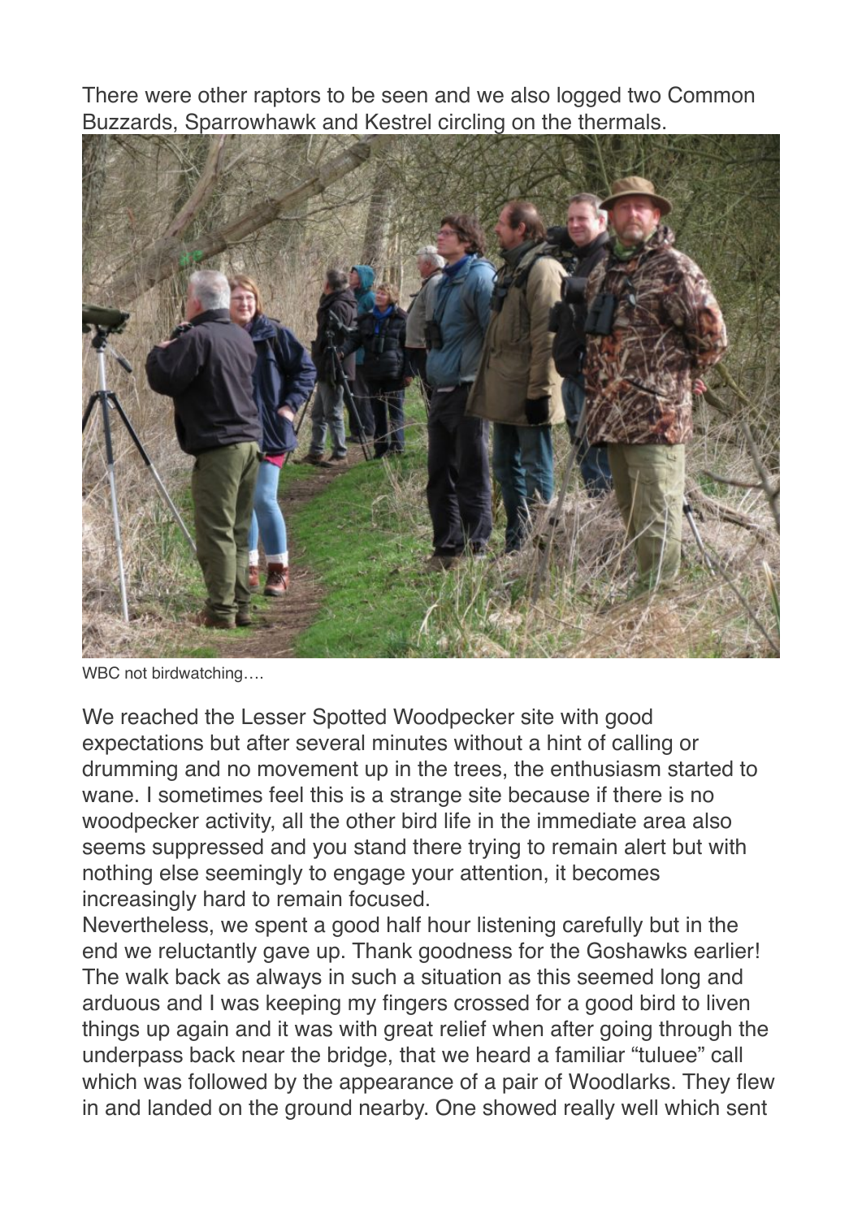There were other raptors to be seen and we also logged two Common Buzzards, Sparrowhawk and Kestrel circling on the thermals.

WBC not birdwatching….

We reached the Lesser Spotted Woodpecker site with good expectations but after several minutes without a hint of calling or drumming and no movement up in the trees, the enthusiasm started to wane. I sometimes feel this is a strange site because if there is no woodpecker activity, all the other bird life in the immediate area also seems suppressed and you stand there trying to remain alert but with nothing else seemingly to engage your attention, it becomes increasingly hard to remain focused.

Nevertheless, we spent a good half hour listening carefully but in the end we reluctantly gave up. Thank goodness for the Goshawks earlier! The walk back as always in such a situation as this seemed long and arduous and I was keeping my fingers crossed for a good bird to liven things up again and it was with great relief when after going through the underpass back near the bridge, that we heard a familiar "tuluee" call which was followed by the appearance of a pair of Woodlarks. They flew in and landed on the ground nearby. One showed really well which sent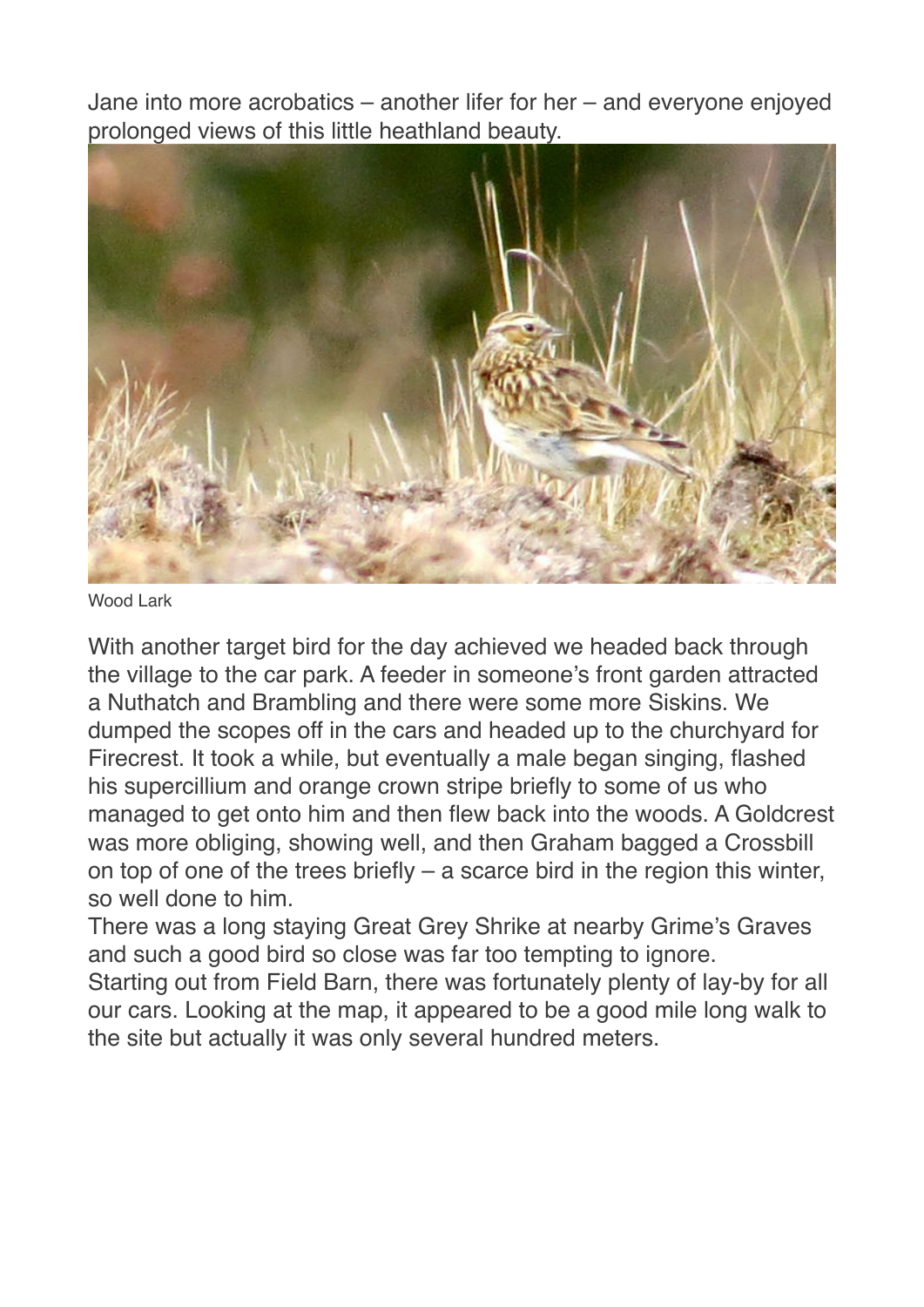Jane into more acrobatics – another lifer for her – and everyone enjoyed prolonged views of this little heathland beauty.

Wood Lark

With another target bird for the day achieved we headed back through the village to the car park. A feeder in someone's front garden attracted a Nuthatch and Brambling and there were some more Siskins. We dumped the scopes off in the cars and headed up to the churchyard for Firecrest. It took a while, but eventually a male began singing, flashed his supercillium and orange crown stripe briefly to some of us who managed to get onto him and then flew back into the woods. A Goldcrest was more obliging, showing well, and then Graham bagged a Crossbill on top of one of the trees briefly – a scarce bird in the region this winter, so well done to him.

There was a long staying Great Grey Shrike at nearby Grime's Graves and such a good bird so close was far too tempting to ignore.

Starting out from Field Barn, there was fortunately plenty of lay-by for all our cars. Looking at the map, it appeared to be a good mile long walk to the site but actually it was only several hundred meters.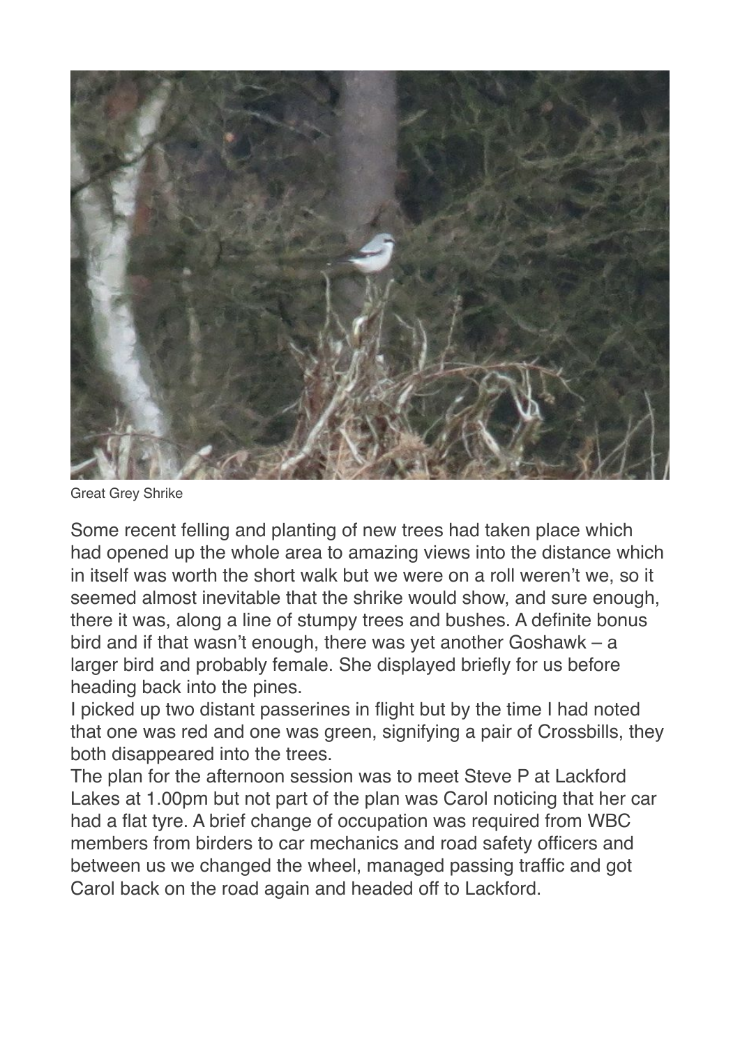Great Grey Shrike

Some recent felling and planting of new trees had taken place which had opened up the whole area to amazing views into the distance which in itself was worth the short walk but we were on a roll weren't we, so it seemed almost inevitable that the shrike would show, and sure enough, there it was, along a line of stumpy trees and bushes. A definite bonus bird and if that wasn't enough, there was yet another Goshawk – a larger bird and probably female. She displayed briefly for us before heading back into the pines.

I picked up two distant passerines in flight but by the time I had noted that one was red and one was green, signifying a pair of Crossbills, they both disappeared into the trees.

The plan for the afternoon session was to meet Steve P at Lackford Lakes at 1.00pm but not part of the plan was Carol noticing that her car had a flat tyre. A brief change of occupation was required from WBC members from birders to car mechanics and road safety officers and between us we changed the wheel, managed passing traffic and got Carol back on the road again and headed off to Lackford.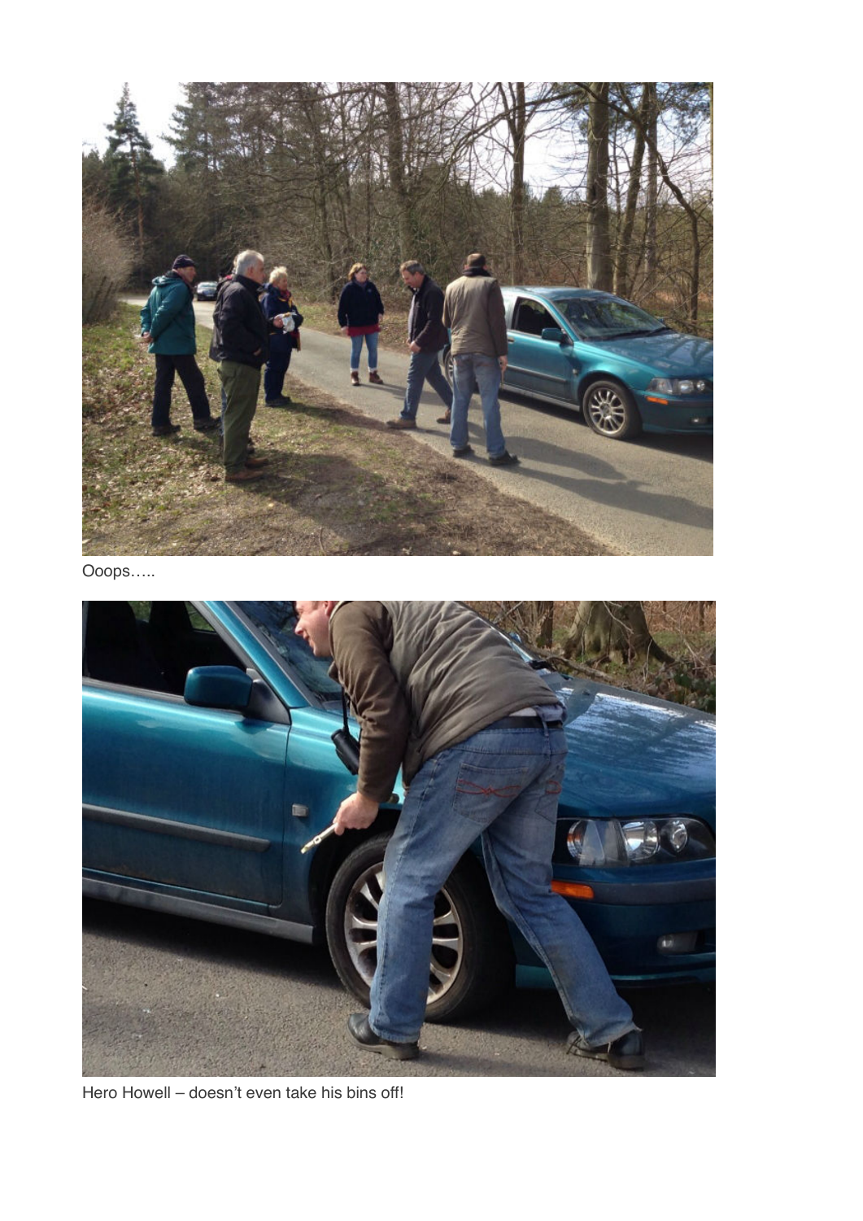Ooops…..

Hero Howell – doesn't even take his bins off!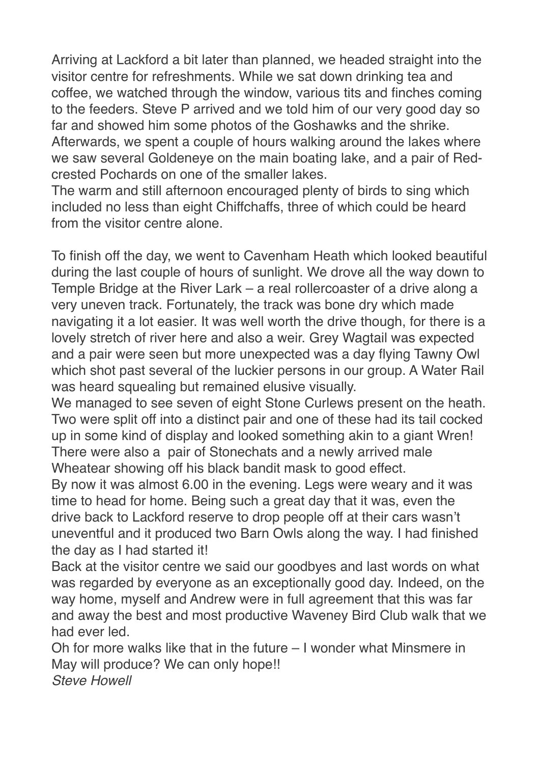Arriving at Lackford a bit later than planned, we headed straight into the visitor centre for refreshments. While we sat down drinking tea and coffee, we watched through the window, various tits and finches coming to the feeders. Steve P arrived and we told him of our very good day so far and showed him some photos of the Goshawks and the shrike. Afterwards, we spent a couple of hours walking around the lakes where we saw several Goldeneye on the main boating lake, and a pair of Red-crested Pochards on one of the smaller lakes.
The warm and still afternoon encouraged plenty of birds to sing which included no less than eight Chiffchaffs, three of which could be heard from the visitor centre alone.

To finish off the day, we went to Cavenham Heath which looked beautiful during the last couple of hours of sunlight. We drove all the way down to Temple Bridge at the River Lark – a real rollercoaster of a drive along a very uneven track. Fortunately, the track was bone dry which made navigating it a lot easier. It was well worth the drive though, for there is a lovely stretch of river here and also a weir. Grey Wagtail was expected and a pair were seen but more unexpected was a day flying Tawny Owl which shot past several of the luckier persons in our group. A Water Rail was heard squealing but remained elusive visually.
We managed to see seven of eight Stone Curlews present on the heath. Two were split off into a distinct pair and one of these had its tail cocked up in some kind of display and looked something akin to a giant Wren! There were also a pair of Stonechats and a newly arrived male Wheatear showing off his black bandit mask to good effect.
By now it was almost 6.00 in the evening. Legs were weary and it was time to head for home. Being such a great day that it was, even the drive back to Lackford reserve to drop people off at their cars wasn't uneventful and it produced two Barn Owls along the way. I had finished the day as I had started it!
Back at the visitor centre we said our goodbyes and last words on what was regarded by everyone as an exceptionally good day. Indeed, on the way home, myself and Andrew were in full agreement that this was far and away the best and most productive Waveney Bird Club walk that we had ever led.
Oh for more walks like that in the future – I wonder what Minsmere in May will produce? We can only hope!!
*Steve Howell*